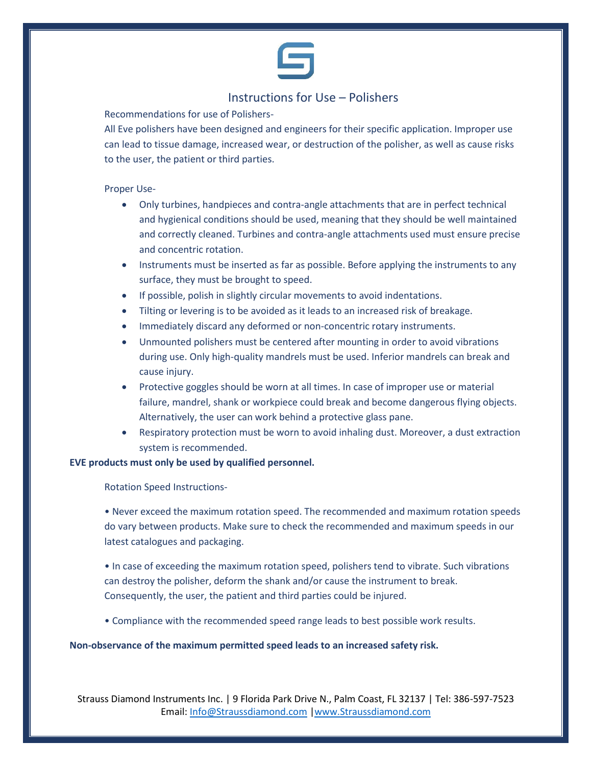# Instructions for Use – Polishers

Recommendations for use of Polishers-

All Eve polishers have been designed and engineers for their specific application. Improper use can lead to tissue damage, increased wear, or destruction of the polisher, as well as cause risks to the user, the patient or third parties.

Proper Use-

- Only turbines, handpieces and contra-angle attachments that are in perfect technical and hygienical conditions should be used, meaning that they should be well maintained and correctly cleaned. Turbines and contra-angle attachments used must ensure precise and concentric rotation.
- Instruments must be inserted as far as possible. Before applying the instruments to any surface, they must be brought to speed.
- If possible, polish in slightly circular movements to avoid indentations.
- Tilting or levering is to be avoided as it leads to an increased risk of breakage.
- Immediately discard any deformed or non-concentric rotary instruments.
- Unmounted polishers must be centered after mounting in order to avoid vibrations during use. Only high-quality mandrels must be used. Inferior mandrels can break and cause injury.
- Protective goggles should be worn at all times. In case of improper use or material failure, mandrel, shank or workpiece could break and become dangerous flying objects. Alternatively, the user can work behind a protective glass pane.
- Respiratory protection must be worn to avoid inhaling dust. Moreover, a dust extraction system is recommended.

**EVE products must only be used by qualified personnel.**

Rotation Speed Instructions-

• Never exceed the maximum rotation speed. The recommended and maximum rotation speeds do vary between products. Make sure to check the recommended and maximum speeds in our latest catalogues and packaging.

• In case of exceeding the maximum rotation speed, polishers tend to vibrate. Such vibrations can destroy the polisher, deform the shank and/or cause the instrument to break. Consequently, the user, the patient and third parties could be injured.

• Compliance with the recommended speed range leads to best possible work results.

**Non-observance of the maximum permitted speed leads to an increased safety risk.**

Strauss Diamond Instruments Inc. | 9 Florida Park Drive N., Palm Coast, FL 32137 | Tel: 386-597-7523
Email: Info@Straussdiamond.com | www.Straussdiamond.com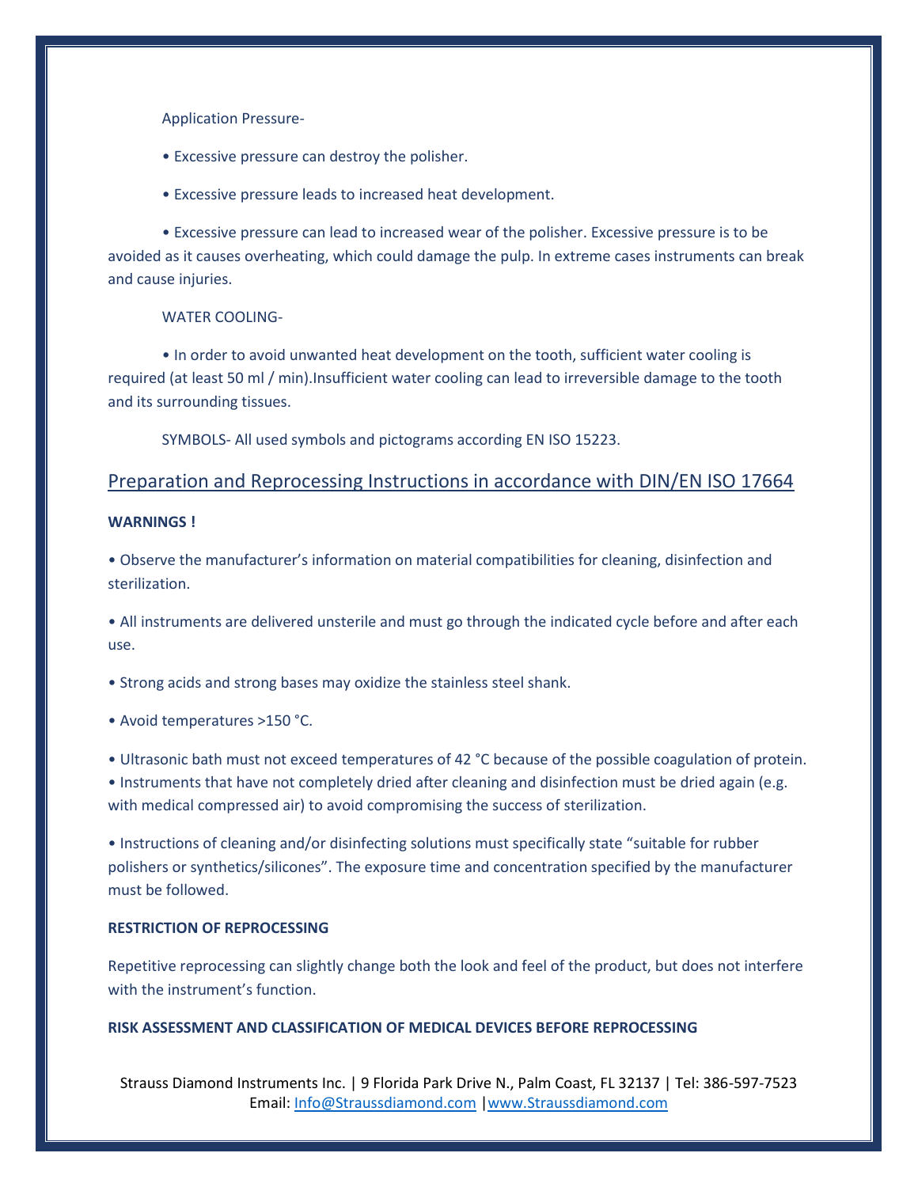Application Pressure-

- Excessive pressure can destroy the polisher.
- Excessive pressure leads to increased heat development.
- Excessive pressure can lead to increased wear of the polisher. Excessive pressure is to be avoided as it causes overheating, which could damage the pulp. In extreme cases instruments can break and cause injuries.

WATER COOLING-

- In order to avoid unwanted heat development on the tooth, sufficient water cooling is required (at least 50 ml / min).Insufficient water cooling can lead to irreversible damage to the tooth and its surrounding tissues.

SYMBOLS- All used symbols and pictograms according EN ISO 15223.

## Preparation and Reprocessing Instructions in accordance with DIN/EN ISO 17664

**WARNINGS !**

- Observe the manufacturer's information on material compatibilities for cleaning, disinfection and sterilization.
- All instruments are delivered unsterile and must go through the indicated cycle before and after each use.
- Strong acids and strong bases may oxidize the stainless steel shank.
- Avoid temperatures >150 °C.
- Ultrasonic bath must not exceed temperatures of 42 °C because of the possible coagulation of protein.
- Instruments that have not completely dried after cleaning and disinfection must be dried again (e.g. with medical compressed air) to avoid compromising the success of sterilization.
- Instructions of cleaning and/or disinfecting solutions must specifically state "suitable for rubber polishers or synthetics/silicones". The exposure time and concentration specified by the manufacturer must be followed.

**RESTRICTION OF REPROCESSING**

Repetitive reprocessing can slightly change both the look and feel of the product, but does not interfere with the instrument's function.

**RISK ASSESSMENT AND CLASSIFICATION OF MEDICAL DEVICES BEFORE REPROCESSING**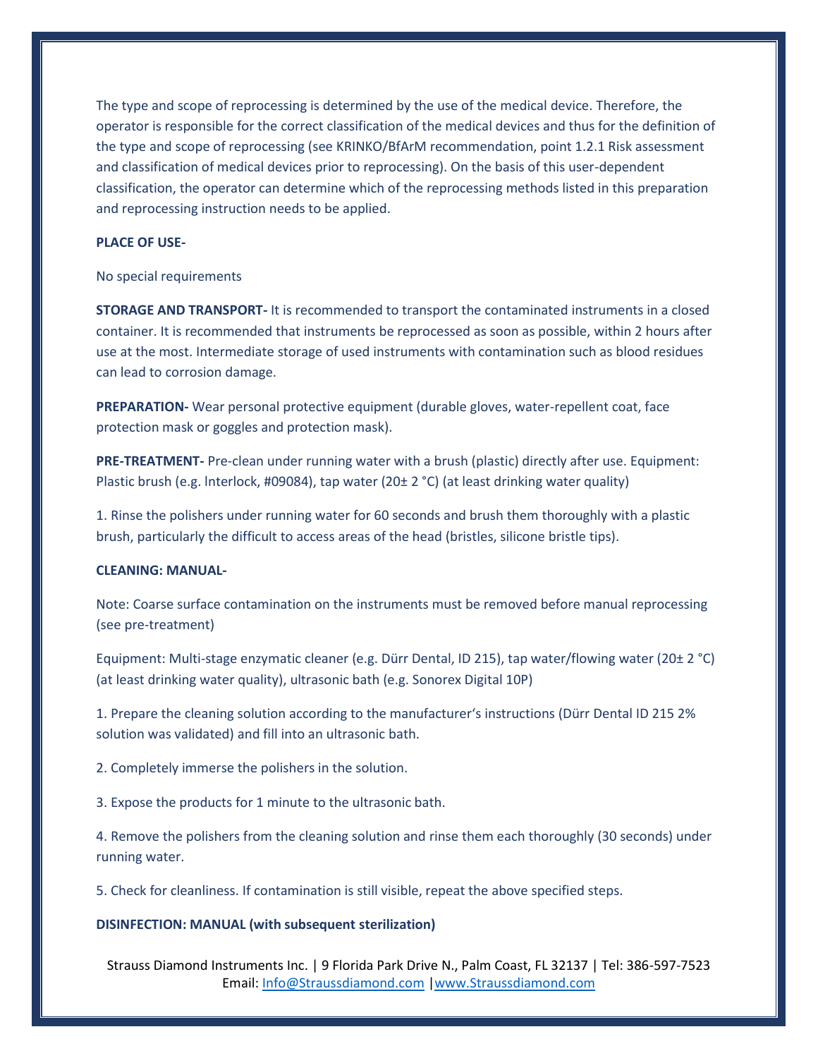The type and scope of reprocessing is determined by the use of the medical device. Therefore, the operator is responsible for the correct classification of the medical devices and thus for the definition of the type and scope of reprocessing (see KRINKO/BfArM recommendation, point 1.2.1 Risk assessment and classification of medical devices prior to reprocessing). On the basis of this user-dependent classification, the operator can determine which of the reprocessing methods listed in this preparation and reprocessing instruction needs to be applied.

**PLACE OF USE-**

No special requirements

**STORAGE AND TRANSPORT-** It is recommended to transport the contaminated instruments in a closed container. It is recommended that instruments be reprocessed as soon as possible, within 2 hours after use at the most. Intermediate storage of used instruments with contamination such as blood residues can lead to corrosion damage.

**PREPARATION-** Wear personal protective equipment (durable gloves, water-repellent coat, face protection mask or goggles and protection mask).

**PRE-TREATMENT-** Pre-clean under running water with a brush (plastic) directly after use. Equipment: Plastic brush (e.g. Interlock, #09084), tap water (20± 2 °C) (at least drinking water quality)

1. Rinse the polishers under running water for 60 seconds and brush them thoroughly with a plastic brush, particularly the difficult to access areas of the head (bristles, silicone bristle tips).

**CLEANING: MANUAL-**

Note: Coarse surface contamination on the instruments must be removed before manual reprocessing (see pre-treatment)

Equipment: Multi-stage enzymatic cleaner (e.g. Dürr Dental, ID 215), tap water/flowing water (20± 2 °C) (at least drinking water quality), ultrasonic bath (e.g. Sonorex Digital 10P)

1. Prepare the cleaning solution according to the manufacturer's instructions (Dürr Dental ID 215 2% solution was validated) and fill into an ultrasonic bath.

2. Completely immerse the polishers in the solution.

3. Expose the products for 1 minute to the ultrasonic bath.

4. Remove the polishers from the cleaning solution and rinse them each thoroughly (30 seconds) under running water.

5. Check for cleanliness. If contamination is still visible, repeat the above specified steps.

**DISINFECTION: MANUAL (with subsequent sterilization)**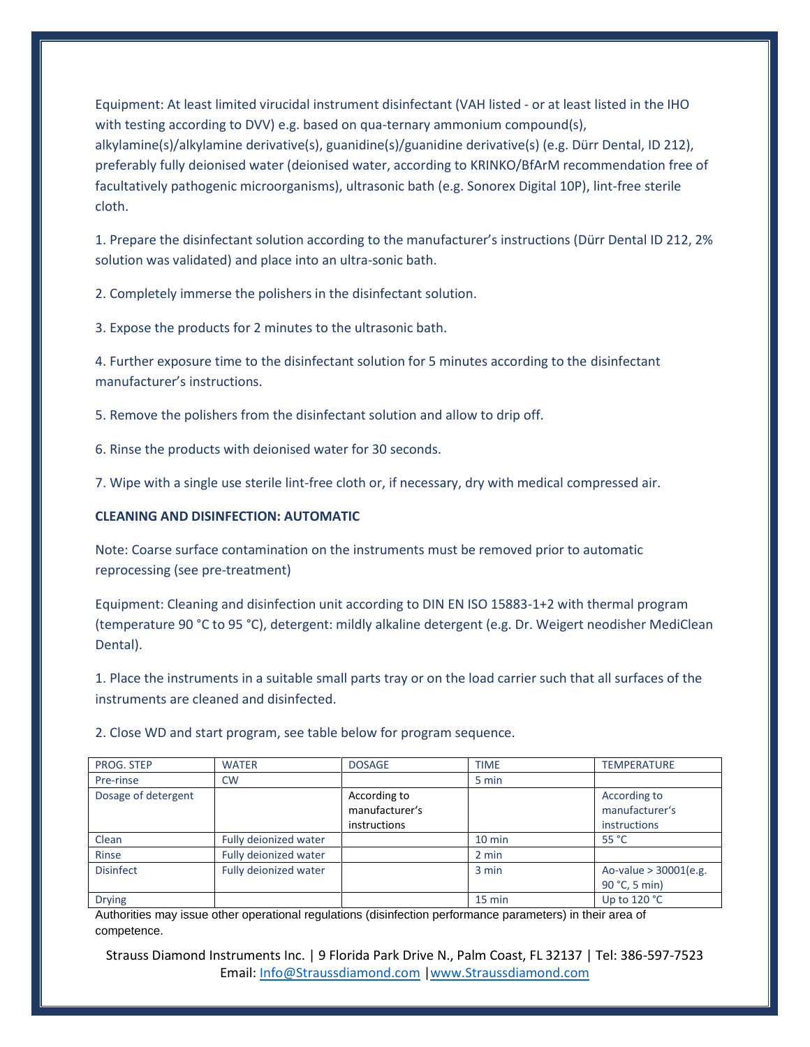Equipment: At least limited virucidal instrument disinfectant (VAH listed - or at least listed in the IHO with testing according to DVV) e.g. based on qua-ternary ammonium compound(s), alkylamine(s)/alkylamine derivative(s), guanidine(s)/guanidine derivative(s) (e.g. Dürr Dental, ID 212), preferably fully deionised water (deionised water, according to KRINKO/BfArM recommendation free of facultatively pathogenic microorganisms), ultrasonic bath (e.g. Sonorex Digital 10P), lint-free sterile cloth.

1. Prepare the disinfectant solution according to the manufacturer's instructions (Dürr Dental ID 212, 2% solution was validated) and place into an ultra-sonic bath.

2. Completely immerse the polishers in the disinfectant solution.

3. Expose the products for 2 minutes to the ultrasonic bath.

4. Further exposure time to the disinfectant solution for 5 minutes according to the disinfectant manufacturer's instructions.

5. Remove the polishers from the disinfectant solution and allow to drip off.

6. Rinse the products with deionised water for 30 seconds.

7. Wipe with a single use sterile lint-free cloth or, if necessary, dry with medical compressed air.

**CLEANING AND DISINFECTION: AUTOMATIC**

Note: Coarse surface contamination on the instruments must be removed prior to automatic reprocessing (see pre-treatment)

Equipment: Cleaning and disinfection unit according to DIN EN ISO 15883-1+2 with thermal program (temperature 90 °C to 95 °C), detergent: mildly alkaline detergent (e.g. Dr. Weigert neodisher MediClean Dental).

1. Place the instruments in a suitable small parts tray or on the load carrier such that all surfaces of the instruments are cleaned and disinfected.

2. Close WD and start program, see table below for program sequence.

| PROG. STEP | WATER | DOSAGE | TIME | TEMPERATURE |
|---|---|---|---|---|
| Pre-rinse | CW | | 5 min | |
| Dosage of detergent | | According to manufacturer's instructions | | According to manufacturer's instructions |
| Clean | Fully deionized water | | 10 min | 55 °C |
| Rinse | Fully deionized water | | 2 min | |
| Disinfect | Fully deionized water | | 3 min | Ao-value > 30001(e.g. 90 °C, 5 min) |
| Drying | | | 15 min | Up to 120 °C |

Authorities may issue other operational regulations (disinfection performance parameters) in their area of competence.

Strauss Diamond Instruments Inc. | 9 Florida Park Drive N., Palm Coast, FL 32137 | Tel: 386-597-7523
Email: Info@Straussdiamond.com | www.Straussdiamond.com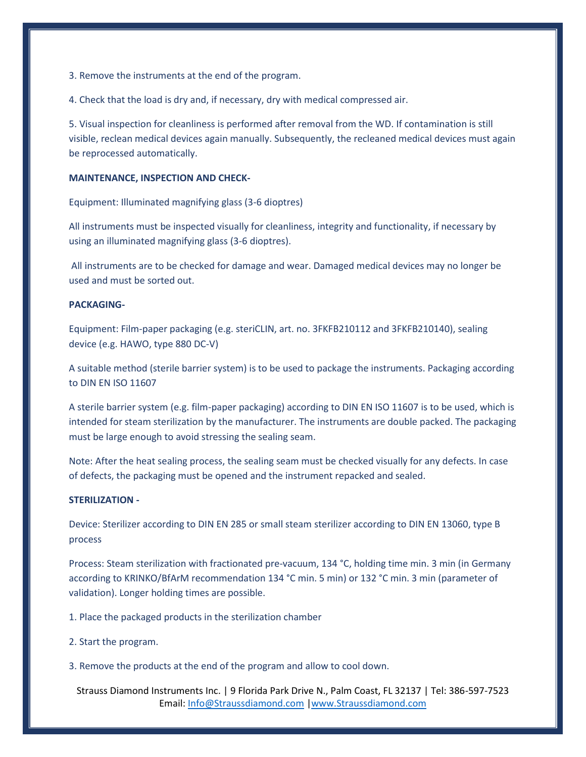3. Remove the instruments at the end of the program.

4. Check that the load is dry and, if necessary, dry with medical compressed air.

5. Visual inspection for cleanliness is performed after removal from the WD. If contamination is still visible, reclean medical devices again manually. Subsequently, the recleaned medical devices must again be reprocessed automatically.

**MAINTENANCE, INSPECTION AND CHECK-**

Equipment: Illuminated magnifying glass (3-6 dioptres)

All instruments must be inspected visually for cleanliness, integrity and functionality, if necessary by using an illuminated magnifying glass (3-6 dioptres).

All instruments are to be checked for damage and wear. Damaged medical devices may no longer be used and must be sorted out.

**PACKAGING-**

Equipment: Film-paper packaging (e.g. steriCLIN, art. no. 3FKFB210112 and 3FKFB210140), sealing device (e.g. HAWO, type 880 DC-V)

A suitable method (sterile barrier system) is to be used to package the instruments. Packaging according to DIN EN ISO 11607

A sterile barrier system (e.g. film-paper packaging) according to DIN EN ISO 11607 is to be used, which is intended for steam sterilization by the manufacturer. The instruments are double packed. The packaging must be large enough to avoid stressing the sealing seam.

Note: After the heat sealing process, the sealing seam must be checked visually for any defects. In case of defects, the packaging must be opened and the instrument repacked and sealed.

**STERILIZATION -**

Device: Sterilizer according to DIN EN 285 or small steam sterilizer according to DIN EN 13060, type B process

Process: Steam sterilization with fractionated pre-vacuum, 134 °C, holding time min. 3 min (in Germany according to KRINKO/BfArM recommendation 134 °C min. 5 min) or 132 °C min. 3 min (parameter of validation). Longer holding times are possible.

1. Place the packaged products in the sterilization chamber

2. Start the program.

3. Remove the products at the end of the program and allow to cool down.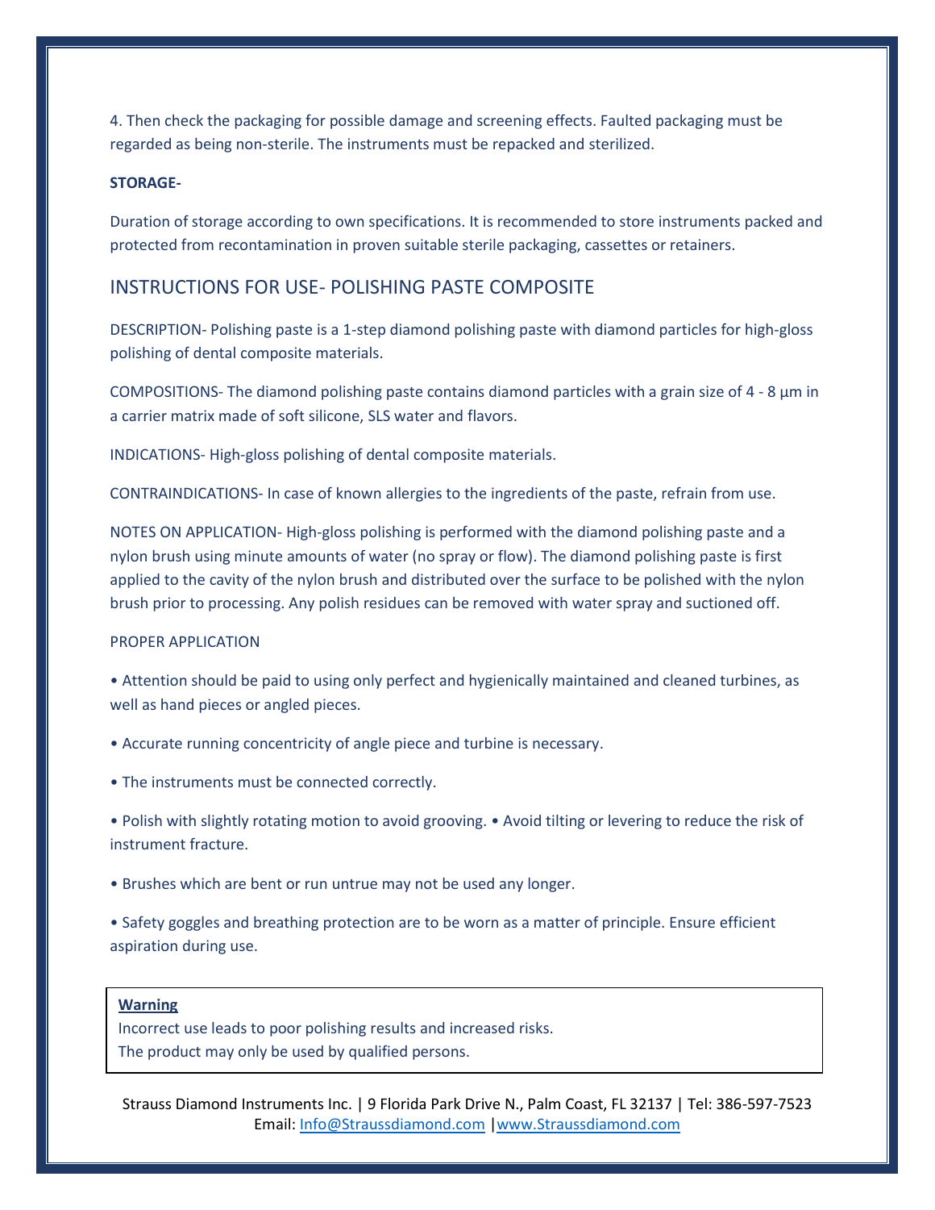4. Then check the packaging for possible damage and screening effects. Faulted packaging must be regarded as being non-sterile. The instruments must be repacked and sterilized.

**STORAGE-**

Duration of storage according to own specifications. It is recommended to store instruments packed and protected from recontamination in proven suitable sterile packaging, cassettes or retainers.

## INSTRUCTIONS FOR USE- POLISHING PASTE COMPOSITE

DESCRIPTION- Polishing paste is a 1-step diamond polishing paste with diamond particles for high-gloss polishing of dental composite materials.

COMPOSITIONS- The diamond polishing paste contains diamond particles with a grain size of 4 - 8 µm in a carrier matrix made of soft silicone, SLS water and flavors.

INDICATIONS- High-gloss polishing of dental composite materials.

CONTRAINDICATIONS- In case of known allergies to the ingredients of the paste, refrain from use.

NOTES ON APPLICATION- High-gloss polishing is performed with the diamond polishing paste and a nylon brush using minute amounts of water (no spray or flow). The diamond polishing paste is first applied to the cavity of the nylon brush and distributed over the surface to be polished with the nylon brush prior to processing. Any polish residues can be removed with water spray and suctioned off.

PROPER APPLICATION

- Attention should be paid to using only perfect and hygienically maintained and cleaned turbines, as well as hand pieces or angled pieces.
- Accurate running concentricity of angle piece and turbine is necessary.
- The instruments must be connected correctly.
- Polish with slightly rotating motion to avoid grooving. • Avoid tilting or levering to reduce the risk of instrument fracture.
- Brushes which are bent or run untrue may not be used any longer.
- Safety goggles and breathing protection are to be worn as a matter of principle. Ensure efficient aspiration during use.

**Warning**

Incorrect use leads to poor polishing results and increased risks.
The product may only be used by qualified persons.

Strauss Diamond Instruments Inc. | 9 Florida Park Drive N., Palm Coast, FL 32137 | Tel: 386-597-7523
Email: Info@Straussdiamond.com | www.Straussdiamond.com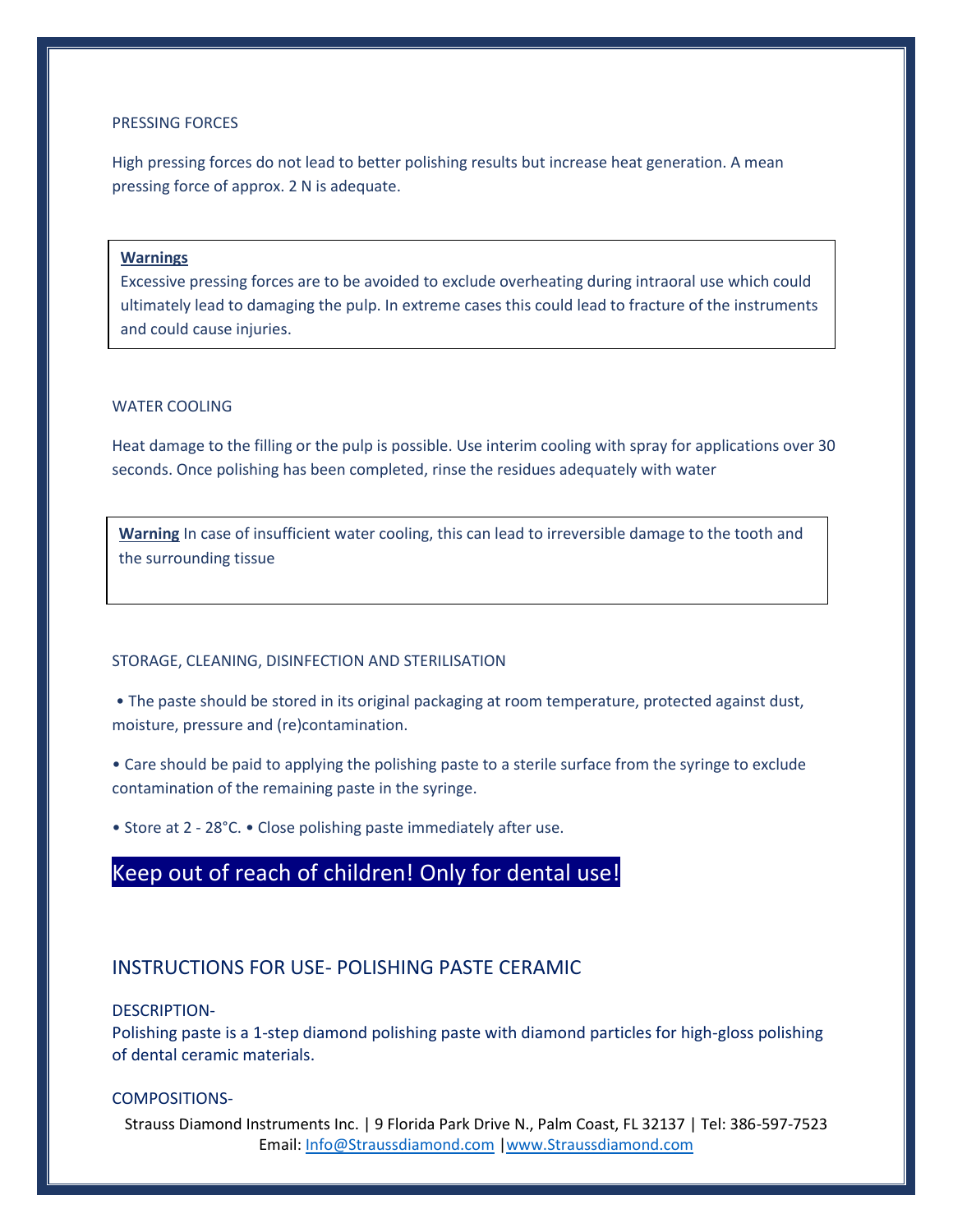PRESSING FORCES

High pressing forces do not lead to better polishing results but increase heat generation. A mean pressing force of approx. 2 N is adequate.

**Warnings**
Excessive pressing forces are to be avoided to exclude overheating during intraoral use which could ultimately lead to damaging the pulp. In extreme cases this could lead to fracture of the instruments and could cause injuries.

WATER COOLING

Heat damage to the filling or the pulp is possible. Use interim cooling with spray for applications over 30 seconds. Once polishing has been completed, rinse the residues adequately with water

**Warning** In case of insufficient water cooling, this can lead to irreversible damage to the tooth and the surrounding tissue

STORAGE, CLEANING, DISINFECTION AND STERILISATION

- The paste should be stored in its original packaging at room temperature, protected against dust, moisture, pressure and (re)contamination.
- Care should be paid to applying the polishing paste to a sterile surface from the syringe to exclude contamination of the remaining paste in the syringe.
- Store at 2 - 28°C. • Close polishing paste immediately after use.

**Keep out of reach of children! Only for dental use!**

## INSTRUCTIONS FOR USE- POLISHING PASTE CERAMIC

DESCRIPTION-
Polishing paste is a 1-step diamond polishing paste with diamond particles for high-gloss polishing of dental ceramic materials.

COMPOSITIONS-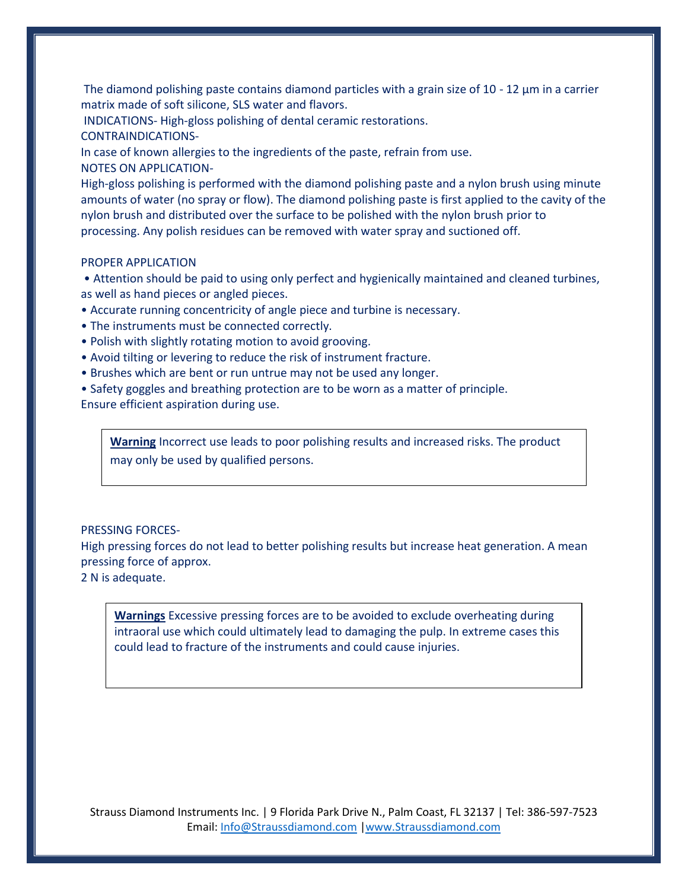The diamond polishing paste contains diamond particles with a grain size of 10 - 12 µm in a carrier matrix made of soft silicone, SLS water and flavors.

INDICATIONS- High-gloss polishing of dental ceramic restorations.

CONTRAINDICATIONS-

In case of known allergies to the ingredients of the paste, refrain from use.

NOTES ON APPLICATION-

High-gloss polishing is performed with the diamond polishing paste and a nylon brush using minute amounts of water (no spray or flow). The diamond polishing paste is first applied to the cavity of the nylon brush and distributed over the surface to be polished with the nylon brush prior to processing. Any polish residues can be removed with water spray and suctioned off.

PROPER APPLICATION

- Attention should be paid to using only perfect and hygienically maintained and cleaned turbines, as well as hand pieces or angled pieces.
- Accurate running concentricity of angle piece and turbine is necessary.
- The instruments must be connected correctly.
- Polish with slightly rotating motion to avoid grooving.
- Avoid tilting or levering to reduce the risk of instrument fracture.
- Brushes which are bent or run untrue may not be used any longer.
- Safety goggles and breathing protection are to be worn as a matter of principle.

Ensure efficient aspiration during use.

> **Warning** Incorrect use leads to poor polishing results and increased risks. The product may only be used by qualified persons.

PRESSING FORCES-

High pressing forces do not lead to better polishing results but increase heat generation. A mean pressing force of approx.
2 N is adequate.

> **Warnings** Excessive pressing forces are to be avoided to exclude overheating during intraoral use which could ultimately lead to damaging the pulp. In extreme cases this could lead to fracture of the instruments and could cause injuries.

Strauss Diamond Instruments Inc. | 9 Florida Park Drive N., Palm Coast, FL 32137 | Tel: 386-597-7523
Email: Info@Straussdiamond.com | www.Straussdiamond.com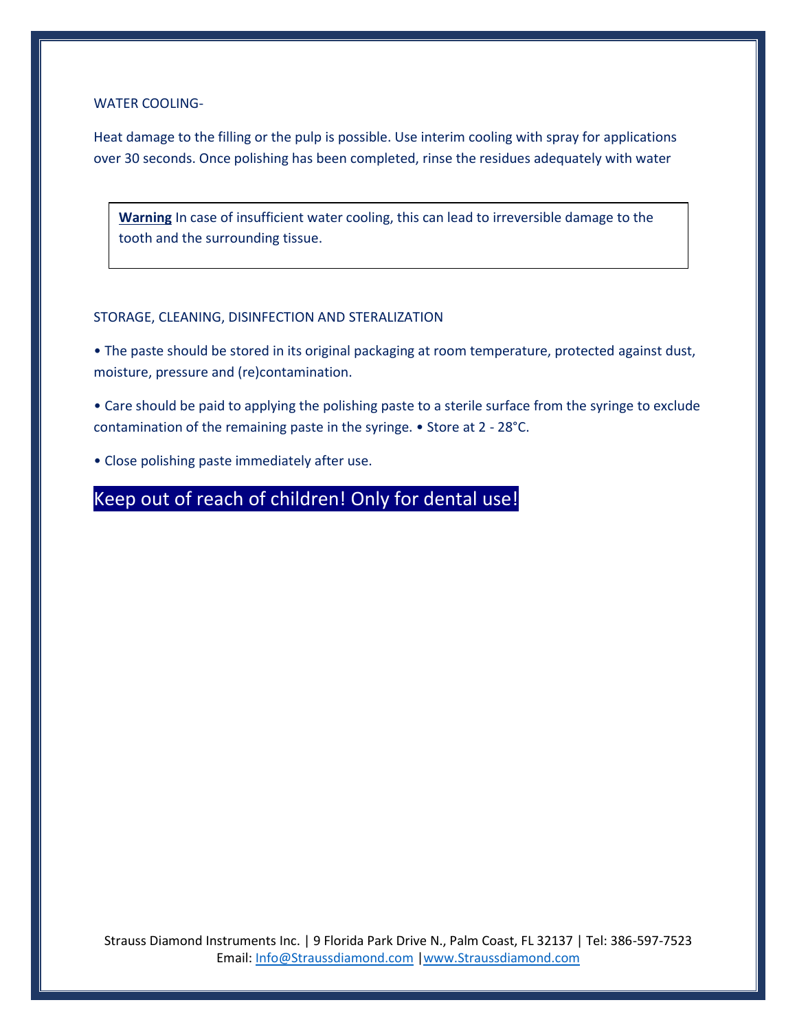WATER COOLING-

Heat damage to the filling or the pulp is possible. Use interim cooling with spray for applications over 30 seconds. Once polishing has been completed, rinse the residues adequately with water

> **Warning** In case of insufficient water cooling, this can lead to irreversible damage to the tooth and the surrounding tissue.

STORAGE, CLEANING, DISINFECTION AND STERALIZATION

- The paste should be stored in its original packaging at room temperature, protected against dust, moisture, pressure and (re)contamination.
- Care should be paid to applying the polishing paste to a sterile surface from the syringe to exclude contamination of the remaining paste in the syringe. • Store at 2 - 28°C.
- Close polishing paste immediately after use.

## Keep out of reach of children! Only for dental use!

Strauss Diamond Instruments Inc. | 9 Florida Park Drive N., Palm Coast, FL 32137 | Tel: 386-597-7523
Email: Info@Straussdiamond.com |www.Straussdiamond.com